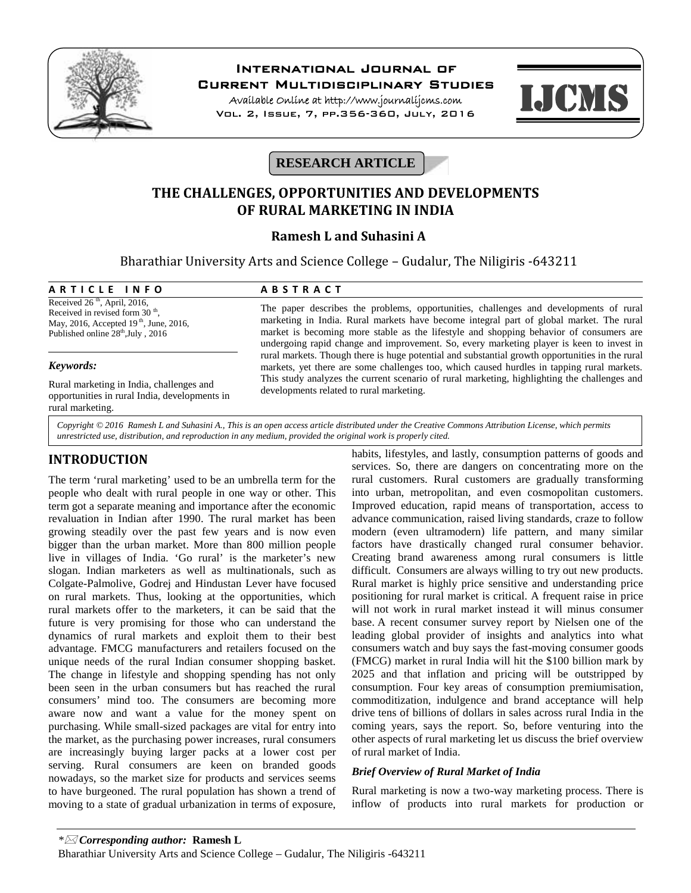RESEARCH ARTICLE

# THE CHALLENGES, OPPORTUNITIES AND DEVELOPMENTS OF RURAL MARKETING IN INDIA

**Ramesh L and Suhasini A**

Bharathiar University Arts and Science College – Gudalur, The Niligiris -643211

**ARTICLE INFO**

Received 26[th], April, 2016,
Received in revised form 30[th], May, 2016, Accepted 19[th], June, 2016,
Published online 28[th],July , 2016

***Keywords:***

Rural marketing in India, challenges and opportunities in rural India, developments in rural marketing.

**ABSTRACT**

The paper describes the problems, opportunities, challenges and developments of rural marketing in India. Rural markets have become integral part of global market. The rural market is becoming more stable as the lifestyle and shopping behavior of consumers are undergoing rapid change and improvement. So, every marketing player is keen to invest in rural markets. Though there is huge potential and substantial growth opportunities in the rural markets, yet there are some challenges too, which caused hurdles in tapping rural markets. This study analyzes the current scenario of rural marketing, highlighting the challenges and developments related to rural marketing.

*Copyright © 2016 Ramesh L and Suhasini A., This is an open access article distributed under the Creative Commons Attribution License, which permits unrestricted use, distribution, and reproduction in any medium, provided the original work is properly cited.*

## INTRODUCTION

The term 'rural marketing' used to be an umbrella term for the people who dealt with rural people in one way or other. This term got a separate meaning and importance after the economic revaluation in Indian after 1990. The rural market has been growing steadily over the past few years and is now even bigger than the urban market. More than 800 million people live in villages of India. 'Go rural' is the marketer's new slogan. Indian marketers as well as multinationals, such as Colgate-Palmolive, Godrej and Hindustan Lever have focused on rural markets. Thus, looking at the opportunities, which rural markets offer to the marketers, it can be said that the future is very promising for those who can understand the dynamics of rural markets and exploit them to their best advantage. FMCG manufacturers and retailers focused on the unique needs of the rural Indian consumer shopping basket. The change in lifestyle and shopping spending has not only been seen in the urban consumers but has reached the rural consumers' mind too. The consumers are becoming more aware now and want a value for the money spent on purchasing. While small-sized packages are vital for entry into the market, as the purchasing power increases, rural consumers are increasingly buying larger packs at a lower cost per serving. Rural consumers are keen on branded goods nowadays, so the market size for products and services seems to have burgeoned. The rural population has shown a trend of moving to a state of gradual urbanization in terms of exposure, habits, lifestyles, and lastly, consumption patterns of goods and services. So, there are dangers on concentrating more on the rural customers. Rural customers are gradually transforming into urban, metropolitan, and even cosmopolitan customers. Improved education, rapid means of transportation, access to advance communication, raised living standards, craze to follow modern (even ultramodern) life pattern, and many similar factors have drastically changed rural consumer behavior. Creating brand awareness among rural consumers is little difficult. Consumers are always willing to try out new products. Rural market is highly price sensitive and understanding price positioning for rural market is critical. A frequent raise in price will not work in rural market instead it will minus consumer base. A recent consumer survey report by Nielsen one of the leading global provider of insights and analytics into what consumers watch and buy says the fast-moving consumer goods (FMCG) market in rural India will hit the $100 billion mark by 2025 and that inflation and pricing will be outstripped by consumption. Four key areas of consumption premiumisation, commoditization, indulgence and brand acceptance will help drive tens of billions of dollars in sales across rural India in the coming years, says the report. So, before venturing into the other aspects of rural marketing let us discuss the brief overview of rural market of India.

### *Brief Overview of Rural Market of India*

Rural marketing is now a two-way marketing process. There is inflow of products into rural markets for production or

---

**Corresponding author:* **Ramesh L**
Bharathiar University Arts and Science College – Gudalur, The Niligiris -643211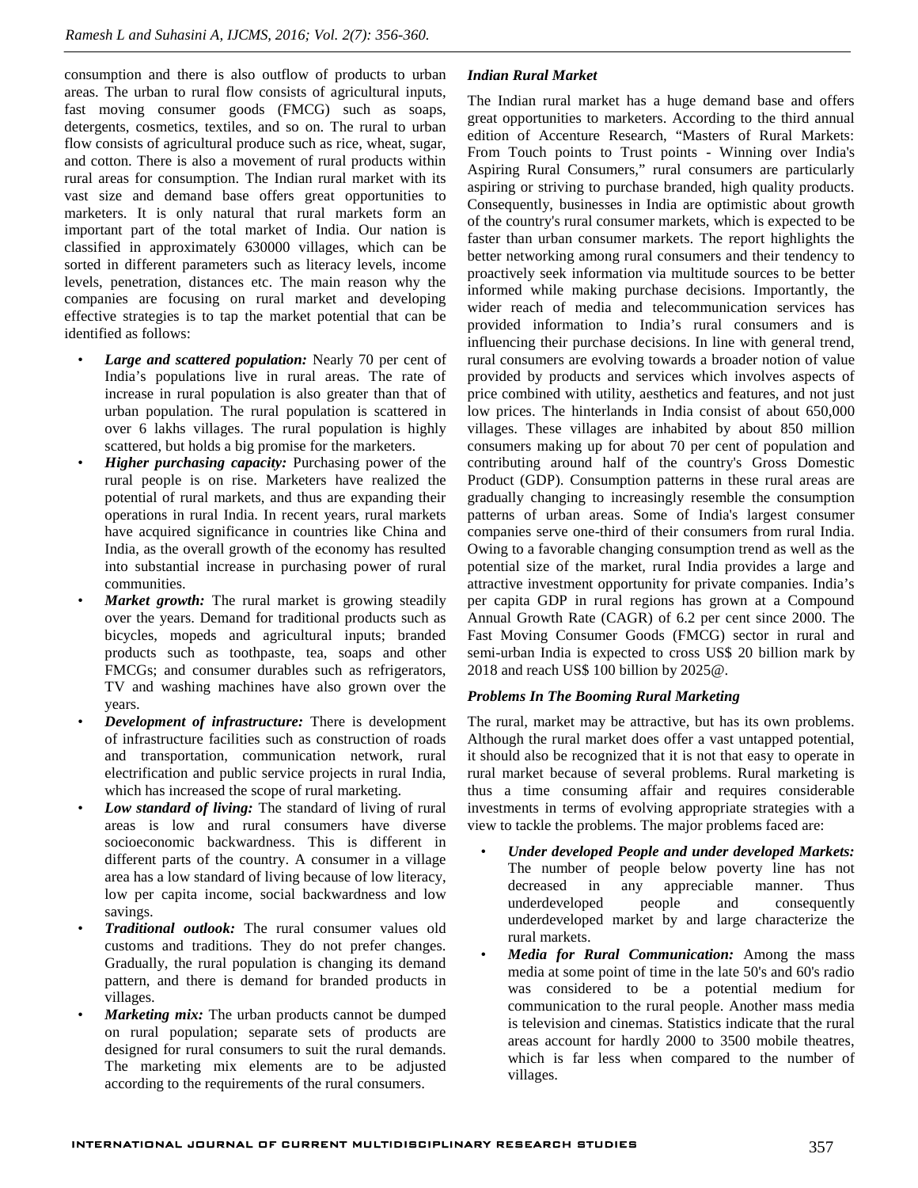consumption and there is also outflow of products to urban areas. The urban to rural flow consists of agricultural inputs, fast moving consumer goods (FMCG) such as soaps, detergents, cosmetics, textiles, and so on. The rural to urban flow consists of agricultural produce such as rice, wheat, sugar, and cotton. There is also a movement of rural products within rural areas for consumption. The Indian rural market with its vast size and demand base offers great opportunities to marketers. It is only natural that rural markets form an important part of the total market of India. Our nation is classified in approximately 630000 villages, which can be sorted in different parameters such as literacy levels, income levels, penetration, distances etc. The main reason why the companies are focusing on rural market and developing effective strategies is to tap the market potential that can be identified as follows:

- ***Large and scattered population:*** Nearly 70 per cent of India's populations live in rural areas. The rate of increase in rural population is also greater than that of urban population. The rural population is scattered in over 6 lakhs villages. The rural population is highly scattered, but holds a big promise for the marketers.
- ***Higher purchasing capacity:*** Purchasing power of the rural people is on rise. Marketers have realized the potential of rural markets, and thus are expanding their operations in rural India. In recent years, rural markets have acquired significance in countries like China and India, as the overall growth of the economy has resulted into substantial increase in purchasing power of rural communities.
- ***Market growth:*** The rural market is growing steadily over the years. Demand for traditional products such as bicycles, mopeds and agricultural inputs; branded products such as toothpaste, tea, soaps and other FMCGs; and consumer durables such as refrigerators, TV and washing machines have also grown over the years.
- ***Development of infrastructure:*** There is development of infrastructure facilities such as construction of roads and transportation, communication network, rural electrification and public service projects in rural India, which has increased the scope of rural marketing.
- ***Low standard of living:*** The standard of living of rural areas is low and rural consumers have diverse socioeconomic backwardness. This is different in different parts of the country. A consumer in a village area has a low standard of living because of low literacy, low per capita income, social backwardness and low savings.
- ***Traditional outlook:*** The rural consumer values old customs and traditions. They do not prefer changes. Gradually, the rural population is changing its demand pattern, and there is demand for branded products in villages.
- ***Marketing mix:*** The urban products cannot be dumped on rural population; separate sets of products are designed for rural consumers to suit the rural demands. The marketing mix elements are to be adjusted according to the requirements of the rural consumers.

***Indian Rural Market***

The Indian rural market has a huge demand base and offers great opportunities to marketers. According to the third annual edition of Accenture Research, "Masters of Rural Markets: From Touch points to Trust points - Winning over India's Aspiring Rural Consumers," rural consumers are particularly aspiring or striving to purchase branded, high quality products. Consequently, businesses in India are optimistic about growth of the country's rural consumer markets, which is expected to be faster than urban consumer markets. The report highlights the better networking among rural consumers and their tendency to proactively seek information via multitude sources to be better informed while making purchase decisions. Importantly, the wider reach of media and telecommunication services has provided information to India's rural consumers and is influencing their purchase decisions. In line with general trend, rural consumers are evolving towards a broader notion of value provided by products and services which involves aspects of price combined with utility, aesthetics and features, and not just low prices. The hinterlands in India consist of about 650,000 villages. These villages are inhabited by about 850 million consumers making up for about 70 per cent of population and contributing around half of the country's Gross Domestic Product (GDP). Consumption patterns in these rural areas are gradually changing to increasingly resemble the consumption patterns of urban areas. Some of India's largest consumer companies serve one-third of their consumers from rural India. Owing to a favorable changing consumption trend as well as the potential size of the market, rural India provides a large and attractive investment opportunity for private companies. India's per capita GDP in rural regions has grown at a Compound Annual Growth Rate (CAGR) of 6.2 per cent since 2000. The Fast Moving Consumer Goods (FMCG) sector in rural and semi-urban India is expected to cross US$ 20 billion mark by 2018 and reach US$ 100 billion by 2025@.

***Problems In The Booming Rural Marketing***

The rural, market may be attractive, but has its own problems. Although the rural market does offer a vast untapped potential, it should also be recognized that it is not that easy to operate in rural market because of several problems. Rural marketing is thus a time consuming affair and requires considerable investments in terms of evolving appropriate strategies with a view to tackle the problems. The major problems faced are:

- ***Under developed People and under developed Markets:*** The number of people below poverty line has not decreased in any appreciable manner. Thus underdeveloped people and consequently underdeveloped market by and large characterize the rural markets.
- ***Media for Rural Communication:*** Among the mass media at some point of time in the late 50's and 60's radio was considered to be a potential medium for communication to the rural people. Another mass media is television and cinemas. Statistics indicate that the rural areas account for hardly 2000 to 3500 mobile theatres, which is far less when compared to the number of villages.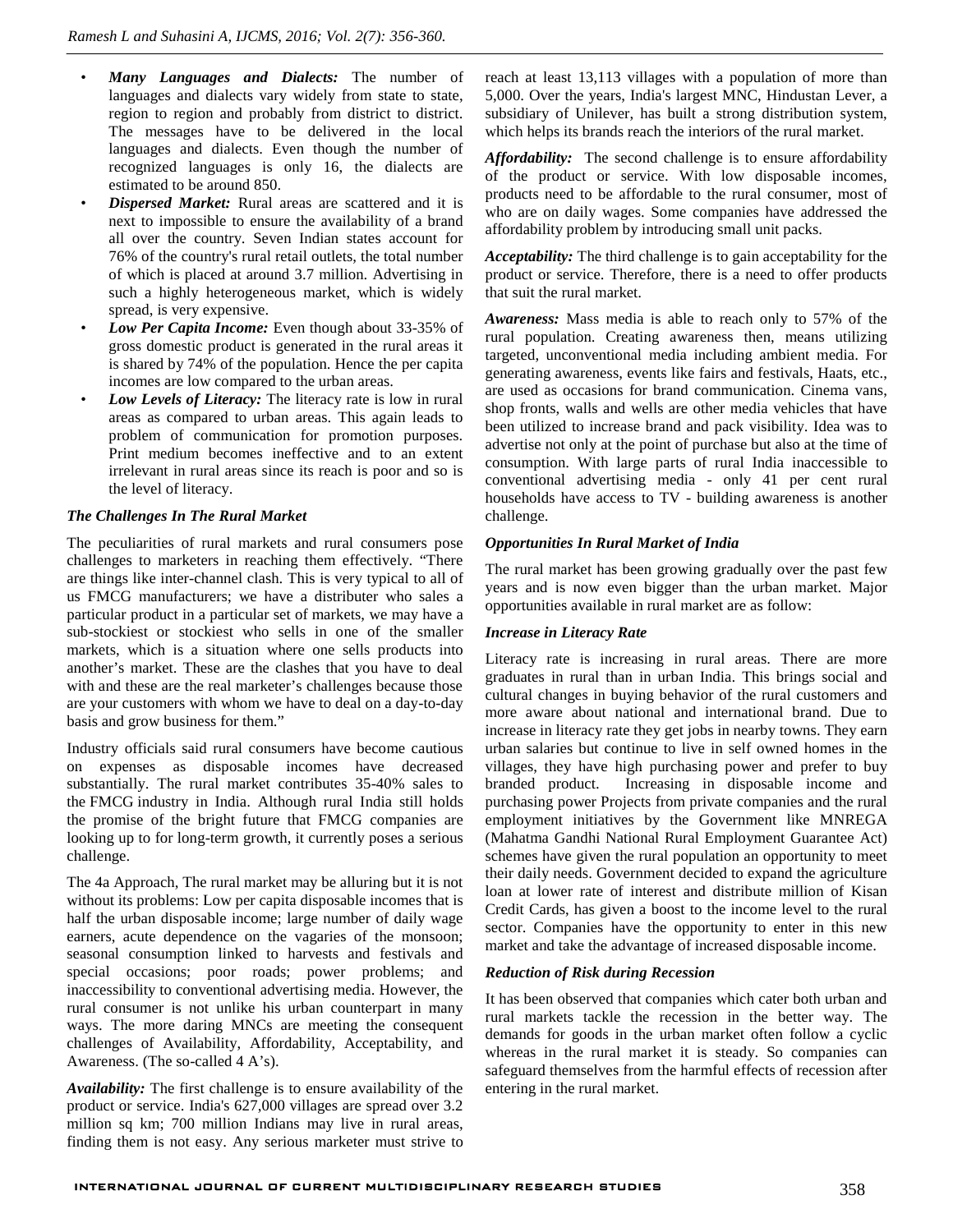- ***Many Languages and Dialects:*** The number of languages and dialects vary widely from state to state, region to region and probably from district to district. The messages have to be delivered in the local languages and dialects. Even though the number of recognized languages is only 16, the dialects are estimated to be around 850.
- ***Dispersed Market:*** Rural areas are scattered and it is next to impossible to ensure the availability of a brand all over the country. Seven Indian states account for 76% of the country's rural retail outlets, the total number of which is placed at around 3.7 million. Advertising in such a highly heterogeneous market, which is widely spread, is very expensive.
- ***Low Per Capita Income:*** Even though about 33-35% of gross domestic product is generated in the rural areas it is shared by 74% of the population. Hence the per capita incomes are low compared to the urban areas.
- ***Low Levels of Literacy:*** The literacy rate is low in rural areas as compared to urban areas. This again leads to problem of communication for promotion purposes. Print medium becomes ineffective and to an extent irrelevant in rural areas since its reach is poor and so is the level of literacy.

***The Challenges In The Rural Market***

The peculiarities of rural markets and rural consumers pose challenges to marketers in reaching them effectively. "There are things like inter-channel clash. This is very typical to all of us FMCG manufacturers; we have a distributer who sales a particular product in a particular set of markets, we may have a sub-stockiest or stockiest who sells in one of the smaller markets, which is a situation where one sells products into another's market. These are the clashes that you have to deal with and these are the real marketer's challenges because those are your customers with whom we have to deal on a day-to-day basis and grow business for them."

Industry officials said rural consumers have become cautious on expenses as disposable incomes have decreased substantially. The rural market contributes 35-40% sales to the FMCG industry in India. Although rural India still holds the promise of the bright future that FMCG companies are looking up to for long-term growth, it currently poses a serious challenge.

The 4a Approach, The rural market may be alluring but it is not without its problems: Low per capita disposable incomes that is half the urban disposable income; large number of daily wage earners, acute dependence on the vagaries of the monsoon; seasonal consumption linked to harvests and festivals and special occasions; poor roads; power problems; and inaccessibility to conventional advertising media. However, the rural consumer is not unlike his urban counterpart in many ways. The more daring MNCs are meeting the consequent challenges of Availability, Affordability, Acceptability, and Awareness. (The so-called 4 A's).

***Availability:*** The first challenge is to ensure availability of the product or service. India's 627,000 villages are spread over 3.2 million sq km; 700 million Indians may live in rural areas, finding them is not easy. Any serious marketer must strive to reach at least 13,113 villages with a population of more than 5,000. Over the years, India's largest MNC, Hindustan Lever, a subsidiary of Unilever, has built a strong distribution system, which helps its brands reach the interiors of the rural market.

***Affordability:*** The second challenge is to ensure affordability of the product or service. With low disposable incomes, products need to be affordable to the rural consumer, most of who are on daily wages. Some companies have addressed the affordability problem by introducing small unit packs.

***Acceptability:*** The third challenge is to gain acceptability for the product or service. Therefore, there is a need to offer products that suit the rural market.

***Awareness:*** Mass media is able to reach only to 57% of the rural population. Creating awareness then, means utilizing targeted, unconventional media including ambient media. For generating awareness, events like fairs and festivals, Haats, etc., are used as occasions for brand communication. Cinema vans, shop fronts, walls and wells are other media vehicles that have been utilized to increase brand and pack visibility. Idea was to advertise not only at the point of purchase but also at the time of consumption. With large parts of rural India inaccessible to conventional advertising media - only 41 per cent rural households have access to TV - building awareness is another challenge.

***Opportunities In Rural Market of India***

The rural market has been growing gradually over the past few years and is now even bigger than the urban market. Major opportunities available in rural market are as follow:

***Increase in Literacy Rate***

Literacy rate is increasing in rural areas. There are more graduates in rural than in urban India. This brings social and cultural changes in buying behavior of the rural customers and more aware about national and international brand. Due to increase in literacy rate they get jobs in nearby towns. They earn urban salaries but continue to live in self owned homes in the villages, they have high purchasing power and prefer to buy branded product. Increasing in disposable income and purchasing power Projects from private companies and the rural employment initiatives by the Government like MNREGA (Mahatma Gandhi National Rural Employment Guarantee Act) schemes have given the rural population an opportunity to meet their daily needs. Government decided to expand the agriculture loan at lower rate of interest and distribute million of Kisan Credit Cards, has given a boost to the income level to the rural sector. Companies have the opportunity to enter in this new market and take the advantage of increased disposable income.

***Reduction of Risk during Recession***

It has been observed that companies which cater both urban and rural markets tackle the recession in the better way. The demands for goods in the urban market often follow a cyclic whereas in the rural market it is steady. So companies can safeguard themselves from the harmful effects of recession after entering in the rural market.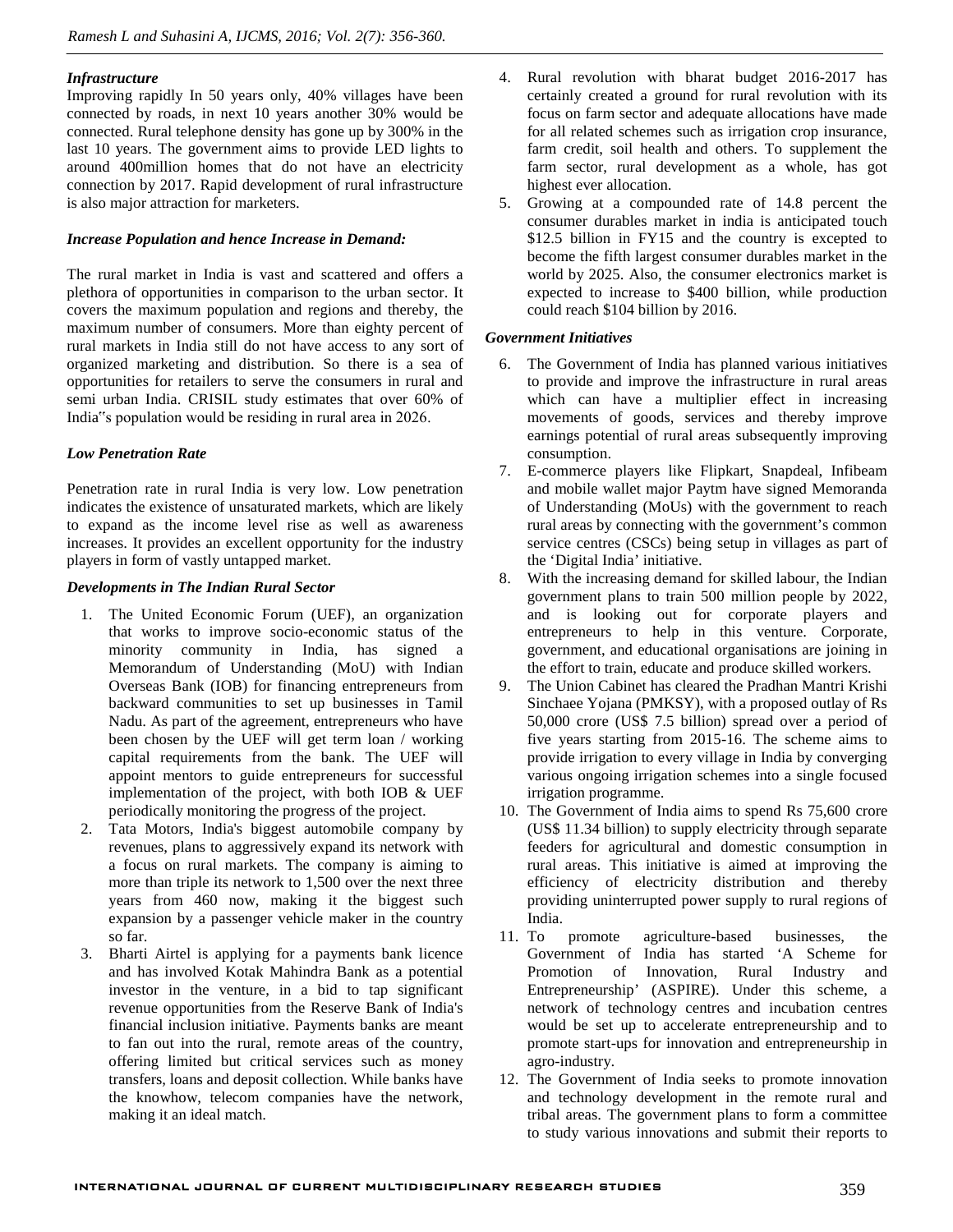*Infrastructure*

Improving rapidly In 50 years only, 40% villages have been connected by roads, in next 10 years another 30% would be connected. Rural telephone density has gone up by 300% in the last 10 years. The government aims to provide LED lights to around 400million homes that do not have an electricity connection by 2017. Rapid development of rural infrastructure is also major attraction for marketers.

*Increase Population and hence Increase in Demand:*

The rural market in India is vast and scattered and offers a plethora of opportunities in comparison to the urban sector. It covers the maximum population and regions and thereby, the maximum number of consumers. More than eighty percent of rural markets in India still do not have access to any sort of organized marketing and distribution. So there is a sea of opportunities for retailers to serve the consumers in rural and semi urban India. CRISIL study estimates that over 60% of India‟s population would be residing in rural area in 2026.

*Low Penetration Rate*

Penetration rate in rural India is very low. Low penetration indicates the existence of unsaturated markets, which are likely to expand as the income level rise as well as awareness increases. It provides an excellent opportunity for the industry players in form of vastly untapped market.

*Developments in The Indian Rural Sector*

1. The United Economic Forum (UEF), an organization that works to improve socio-economic status of the minority community in India, has signed a Memorandum of Understanding (MoU) with Indian Overseas Bank (IOB) for financing entrepreneurs from backward communities to set up businesses in Tamil Nadu. As part of the agreement, entrepreneurs who have been chosen by the UEF will get term loan / working capital requirements from the bank. The UEF will appoint mentors to guide entrepreneurs for successful implementation of the project, with both IOB & UEF periodically monitoring the progress of the project.
2. Tata Motors, India's biggest automobile company by revenues, plans to aggressively expand its network with a focus on rural markets. The company is aiming to more than triple its network to 1,500 over the next three years from 460 now, making it the biggest such expansion by a passenger vehicle maker in the country so far.
3. Bharti Airtel is applying for a payments bank licence and has involved Kotak Mahindra Bank as a potential investor in the venture, in a bid to tap significant revenue opportunities from the Reserve Bank of India's financial inclusion initiative. Payments banks are meant to fan out into the rural, remote areas of the country, offering limited but critical services such as money transfers, loans and deposit collection. While banks have the knowhow, telecom companies have the network, making it an ideal match.
4. Rural revolution with bharat budget 2016-2017 has certainly created a ground for rural revolution with its focus on farm sector and adequate allocations have made for all related schemes such as irrigation crop insurance, farm credit, soil health and others. To supplement the farm sector, rural development as a whole, has got highest ever allocation.
5. Growing at a compounded rate of 14.8 percent the consumer durables market in india is anticipated touch \$12.5 billion in FY15 and the country is excepted to become the fifth largest consumer durables market in the world by 2025. Also, the consumer electronics market is expected to increase to \$400 billion, while production could reach \$104 billion by 2016.

*Government Initiatives*

6. The Government of India has planned various initiatives to provide and improve the infrastructure in rural areas which can have a multiplier effect in increasing movements of goods, services and thereby improve earnings potential of rural areas subsequently improving consumption.
7. E-commerce players like Flipkart, Snapdeal, Infibeam and mobile wallet major Paytm have signed Memoranda of Understanding (MoUs) with the government to reach rural areas by connecting with the government's common service centres (CSCs) being setup in villages as part of the 'Digital India' initiative.
8. With the increasing demand for skilled labour, the Indian government plans to train 500 million people by 2022, and is looking out for corporate players and entrepreneurs to help in this venture. Corporate, government, and educational organisations are joining in the effort to train, educate and produce skilled workers.
9. The Union Cabinet has cleared the Pradhan Mantri Krishi Sinchaee Yojana (PMKSY), with a proposed outlay of Rs 50,000 crore (US\$ 7.5 billion) spread over a period of five years starting from 2015-16. The scheme aims to provide irrigation to every village in India by converging various ongoing irrigation schemes into a single focused irrigation programme.
10. The Government of India aims to spend Rs 75,600 crore (US\$ 11.34 billion) to supply electricity through separate feeders for agricultural and domestic consumption in rural areas. This initiative is aimed at improving the efficiency of electricity distribution and thereby providing uninterrupted power supply to rural regions of India.
11. To promote agriculture-based businesses, the Government of India has started 'A Scheme for Promotion of Innovation, Rural Industry and Entrepreneurship' (ASPIRE). Under this scheme, a network of technology centres and incubation centres would be set up to accelerate entrepreneurship and to promote start-ups for innovation and entrepreneurship in agro-industry.
12. The Government of India seeks to promote innovation and technology development in the remote rural and tribal areas. The government plans to form a committee to study various innovations and submit their reports to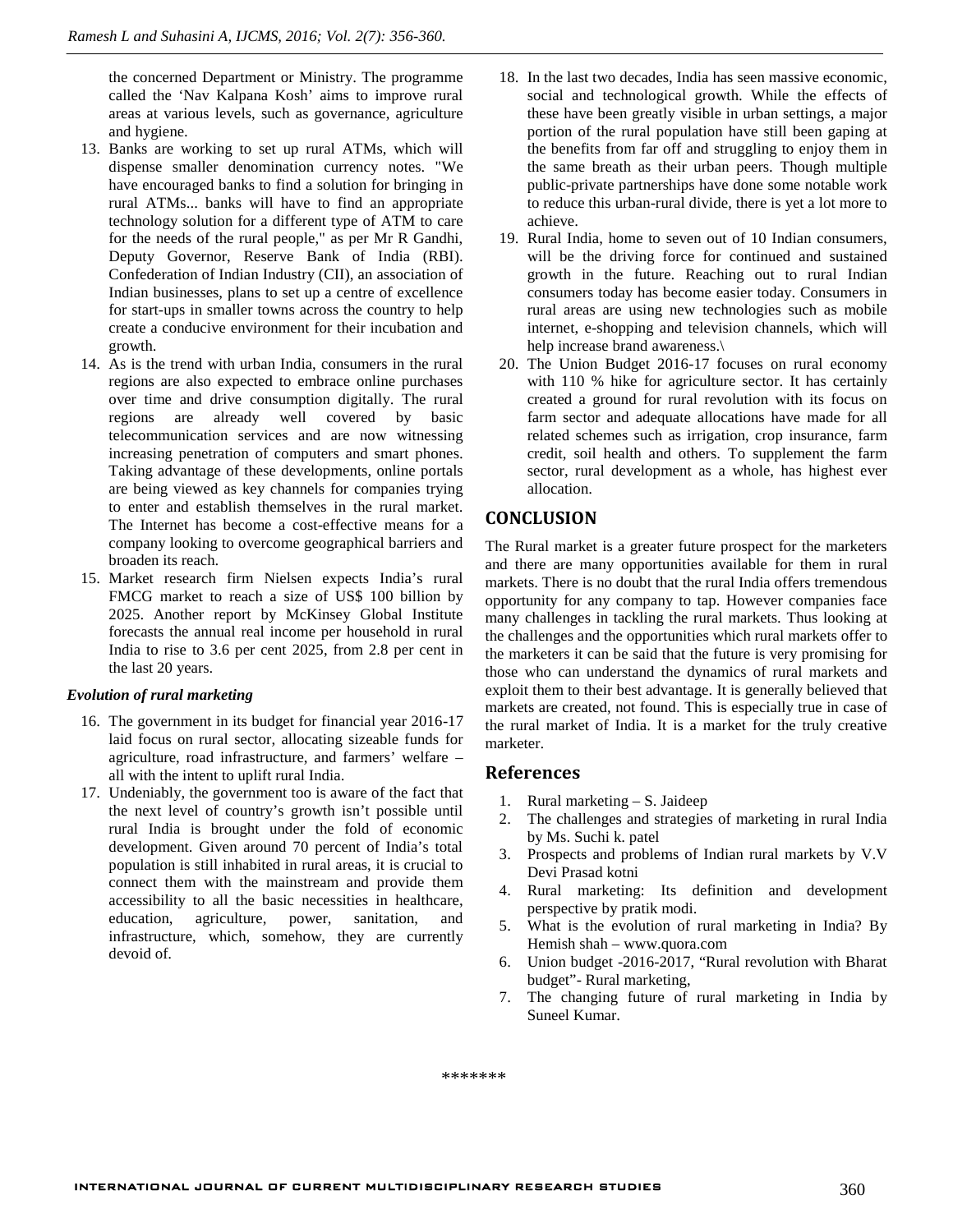the concerned Department or Ministry. The programme called the 'Nav Kalpana Kosh' aims to improve rural areas at various levels, such as governance, agriculture and hygiene.

13. Banks are working to set up rural ATMs, which will dispense smaller denomination currency notes. "We have encouraged banks to find a solution for bringing in rural ATMs... banks will have to find an appropriate technology solution for a different type of ATM to care for the needs of the rural people," as per Mr R Gandhi, Deputy Governor, Reserve Bank of India (RBI). Confederation of Indian Industry (CII), an association of Indian businesses, plans to set up a centre of excellence for start-ups in smaller towns across the country to help create a conducive environment for their incubation and growth.
14. As is the trend with urban India, consumers in the rural regions are also expected to embrace online purchases over time and drive consumption digitally. The rural regions are already well covered by basic telecommunication services and are now witnessing increasing penetration of computers and smart phones. Taking advantage of these developments, online portals are being viewed as key channels for companies trying to enter and establish themselves in the rural market. The Internet has become a cost-effective means for a company looking to overcome geographical barriers and broaden its reach.
15. Market research firm Nielsen expects India's rural FMCG market to reach a size of US$ 100 billion by 2025. Another report by McKinsey Global Institute forecasts the annual real income per household in rural India to rise to 3.6 per cent 2025, from 2.8 per cent in the last 20 years.

***Evolution of rural marketing***

16. The government in its budget for financial year 2016-17 laid focus on rural sector, allocating sizeable funds for agriculture, road infrastructure, and farmers' welfare – all with the intent to uplift rural India.
17. Undeniably, the government too is aware of the fact that the next level of country's growth isn't possible until rural India is brought under the fold of economic development. Given around 70 percent of India's total population is still inhabited in rural areas, it is crucial to connect them with the mainstream and provide them accessibility to all the basic necessities in healthcare, education, agriculture, power, sanitation, and infrastructure, which, somehow, they are currently devoid of.
18. In the last two decades, India has seen massive economic, social and technological growth. While the effects of these have been greatly visible in urban settings, a major portion of the rural population have still been gaping at the benefits from far off and struggling to enjoy them in the same breath as their urban peers. Though multiple public-private partnerships have done some notable work to reduce this urban-rural divide, there is yet a lot more to achieve.
19. Rural India, home to seven out of 10 Indian consumers, will be the driving force for continued and sustained growth in the future. Reaching out to rural Indian consumers today has become easier today. Consumers in rural areas are using new technologies such as mobile internet, e-shopping and television channels, which will help increase brand awareness.\
20. The Union Budget 2016-17 focuses on rural economy with 110 % hike for agriculture sector. It has certainly created a ground for rural revolution with its focus on farm sector and adequate allocations have made for all related schemes such as irrigation, crop insurance, farm credit, soil health and others. To supplement the farm sector, rural development as a whole, has highest ever allocation.

## CONCLUSION

The Rural market is a greater future prospect for the marketers and there are many opportunities available for them in rural markets. There is no doubt that the rural India offers tremendous opportunity for any company to tap. However companies face many challenges in tackling the rural markets. Thus looking at the challenges and the opportunities which rural markets offer to the marketers it can be said that the future is very promising for those who can understand the dynamics of rural markets and exploit them to their best advantage. It is generally believed that markets are created, not found. This is especially true in case of the rural market of India. It is a market for the truly creative marketer.

## References

1. Rural marketing – S. Jaideep
2. The challenges and strategies of marketing in rural India by Ms. Suchi k. patel
3. Prospects and problems of Indian rural markets by V.V Devi Prasad kotni
4. Rural marketing: Its definition and development perspective by pratik modi.
5. What is the evolution of rural marketing in India? By Hemish shah – www.quora.com
6. Union budget -2016-2017, "Rural revolution with Bharat budget"- Rural marketing,
7. The changing future of rural marketing in India by Suneel Kumar.

*******